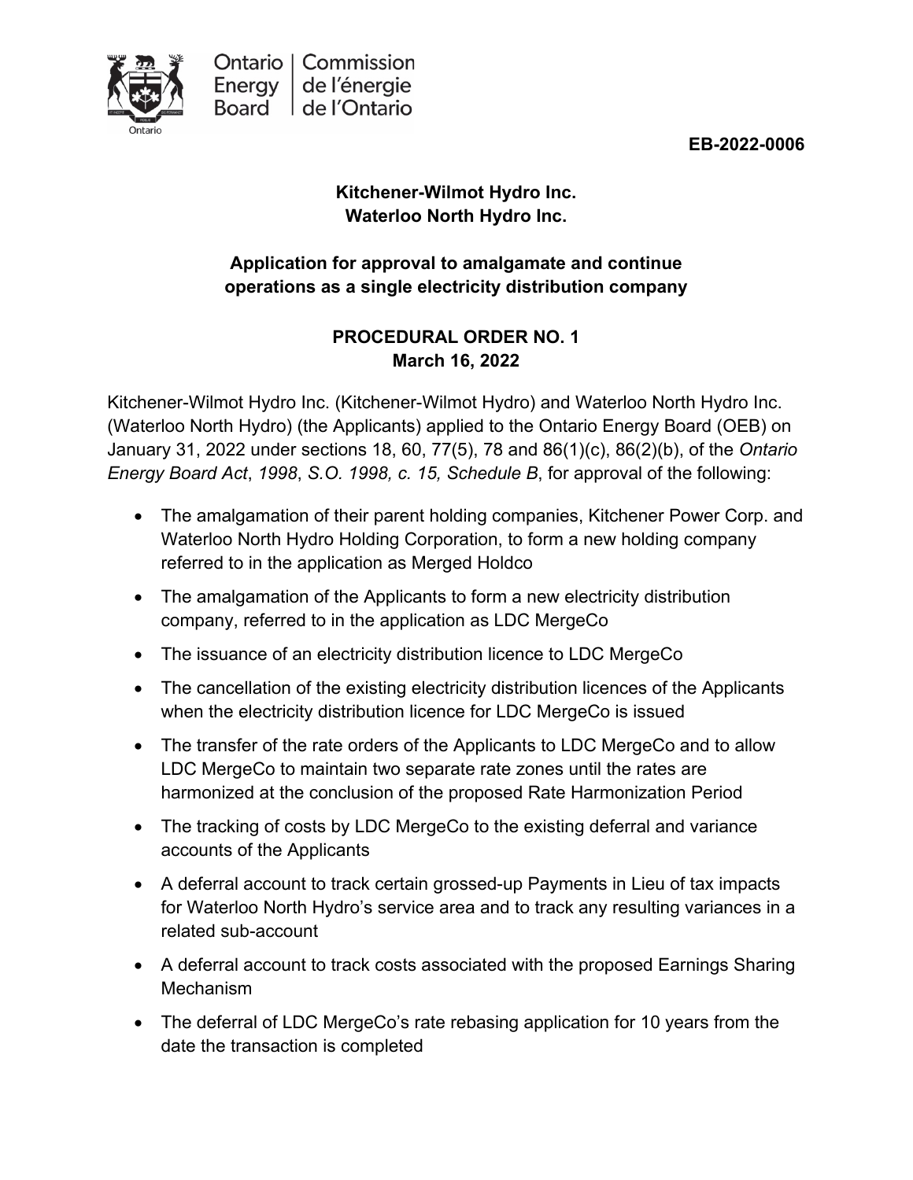Ontario Energy Board | Commission de l'énergie de l'Ontario

**EB-2022-0006**

**Kitchener-Wilmot Hydro Inc.**
**Waterloo North Hydro Inc.**

**Application for approval to amalgamate and continue operations as a single electricity distribution company**

**PROCEDURAL ORDER NO. 1**
**March 16, 2022**

Kitchener-Wilmot Hydro Inc. (Kitchener-Wilmot Hydro) and Waterloo North Hydro Inc. (Waterloo North Hydro) (the Applicants) applied to the Ontario Energy Board (OEB) on January 31, 2022 under sections 18, 60, 77(5), 78 and 86(1)(c), 86(2)(b), of the *Ontario Energy Board Act*, *1998*, *S.O. 1998, c. 15, Schedule B*, for approval of the following:

- The amalgamation of their parent holding companies, Kitchener Power Corp. and Waterloo North Hydro Holding Corporation, to form a new holding company referred to in the application as Merged Holdco
- The amalgamation of the Applicants to form a new electricity distribution company, referred to in the application as LDC MergeCo
- The issuance of an electricity distribution licence to LDC MergeCo
- The cancellation of the existing electricity distribution licences of the Applicants when the electricity distribution licence for LDC MergeCo is issued
- The transfer of the rate orders of the Applicants to LDC MergeCo and to allow LDC MergeCo to maintain two separate rate zones until the rates are harmonized at the conclusion of the proposed Rate Harmonization Period
- The tracking of costs by LDC MergeCo to the existing deferral and variance accounts of the Applicants
- A deferral account to track certain grossed-up Payments in Lieu of tax impacts for Waterloo North Hydro's service area and to track any resulting variances in a related sub-account
- A deferral account to track costs associated with the proposed Earnings Sharing Mechanism
- The deferral of LDC MergeCo's rate rebasing application for 10 years from the date the transaction is completed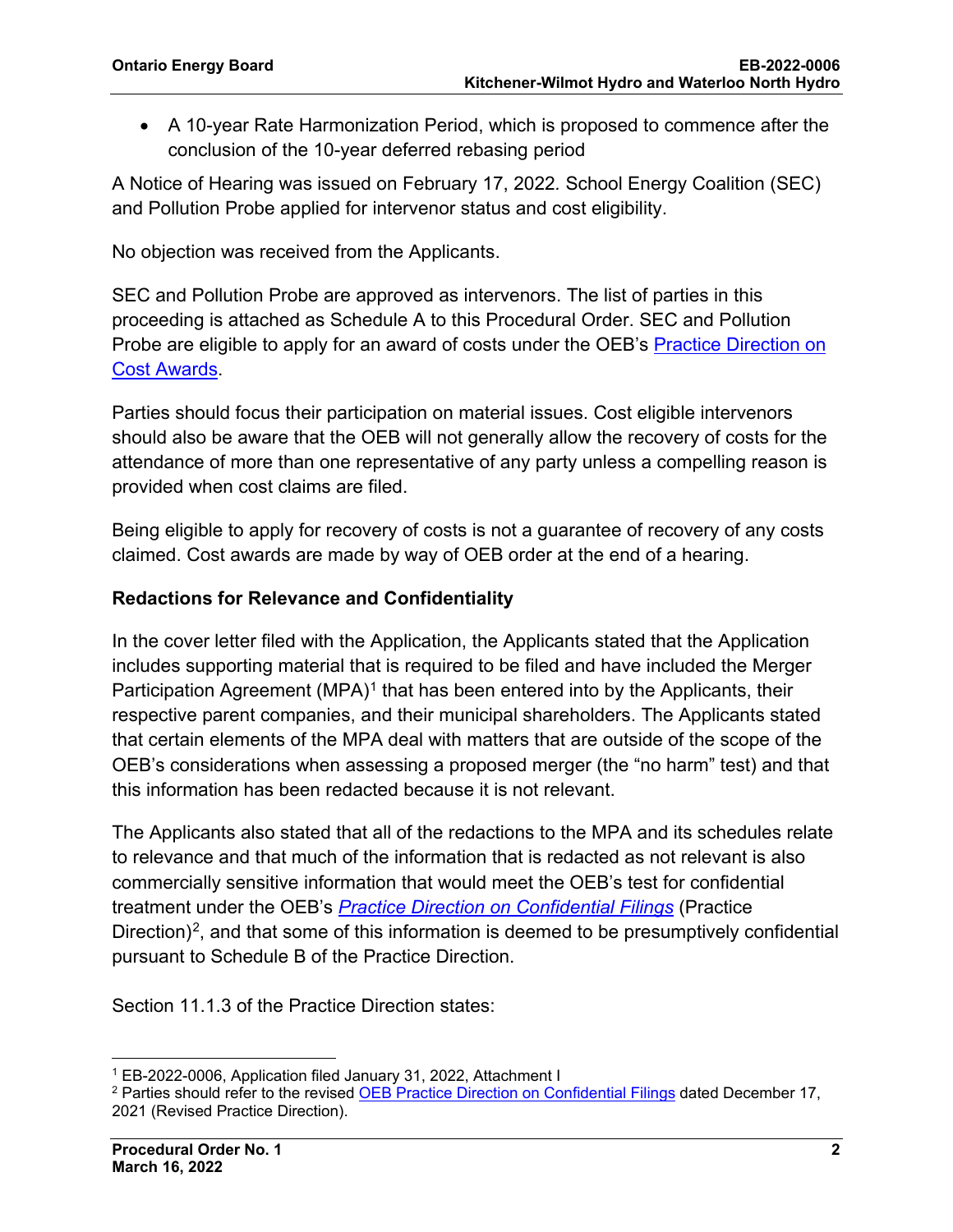- A 10-year Rate Harmonization Period, which is proposed to commence after the conclusion of the 10-year deferred rebasing period

A Notice of Hearing was issued on February 17, 2022. School Energy Coalition (SEC) and Pollution Probe applied for intervenor status and cost eligibility.

No objection was received from the Applicants.

SEC and Pollution Probe are approved as intervenors. The list of parties in this proceeding is attached as Schedule A to this Procedural Order. SEC and Pollution Probe are eligible to apply for an award of costs under the OEB's Practice Direction on Cost Awards.

Parties should focus their participation on material issues. Cost eligible intervenors should also be aware that the OEB will not generally allow the recovery of costs for the attendance of more than one representative of any party unless a compelling reason is provided when cost claims are filed.

Being eligible to apply for recovery of costs is not a guarantee of recovery of any costs claimed. Cost awards are made by way of OEB order at the end of a hearing.

**Redactions for Relevance and Confidentiality**

In the cover letter filed with the Application, the Applicants stated that the Application includes supporting material that is required to be filed and have included the Merger Participation Agreement (MPA)[1] that has been entered into by the Applicants, their respective parent companies, and their municipal shareholders. The Applicants stated that certain elements of the MPA deal with matters that are outside of the scope of the OEB's considerations when assessing a proposed merger (the "no harm" test) and that this information has been redacted because it is not relevant.

The Applicants also stated that all of the redactions to the MPA and its schedules relate to relevance and that much of the information that is redacted as not relevant is also commercially sensitive information that would meet the OEB's test for confidential treatment under the OEB's *Practice Direction on Confidential Filings* (Practice Direction)[2], and that some of this information is deemed to be presumptively confidential pursuant to Schedule B of the Practice Direction.

Section 11.1.3 of the Practice Direction states:

[1] EB-2022-0006, Application filed January 31, 2022, Attachment I

[2] Parties should refer to the revised OEB Practice Direction on Confidential Filings dated December 17, 2021 (Revised Practice Direction).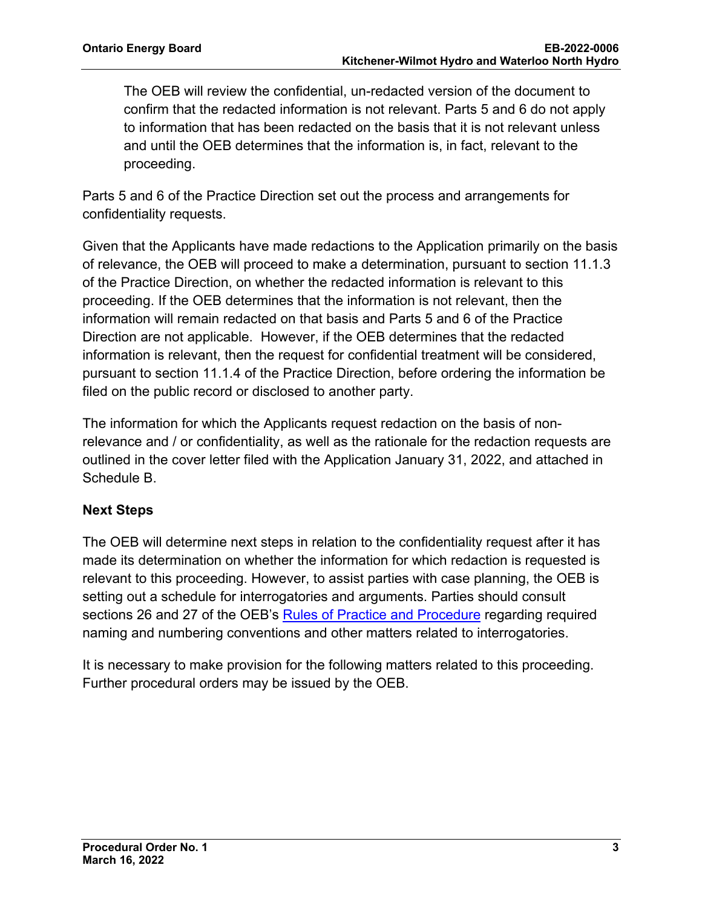> The OEB will review the confidential, un-redacted version of the document to confirm that the redacted information is not relevant. Parts 5 and 6 do not apply to information that has been redacted on the basis that it is not relevant unless and until the OEB determines that the information is, in fact, relevant to the proceeding.

Parts 5 and 6 of the Practice Direction set out the process and arrangements for confidentiality requests.

Given that the Applicants have made redactions to the Application primarily on the basis of relevance, the OEB will proceed to make a determination, pursuant to section 11.1.3 of the Practice Direction, on whether the redacted information is relevant to this proceeding. If the OEB determines that the information is not relevant, then the information will remain redacted on that basis and Parts 5 and 6 of the Practice Direction are not applicable. However, if the OEB determines that the redacted information is relevant, then the request for confidential treatment will be considered, pursuant to section 11.1.4 of the Practice Direction, before ordering the information be filed on the public record or disclosed to another party.

The information for which the Applicants request redaction on the basis of non-relevance and / or confidentiality, as well as the rationale for the redaction requests are outlined in the cover letter filed with the Application January 31, 2022, and attached in Schedule B.

**Next Steps**

The OEB will determine next steps in relation to the confidentiality request after it has made its determination on whether the information for which redaction is requested is relevant to this proceeding. However, to assist parties with case planning, the OEB is setting out a schedule for interrogatories and arguments. Parties should consult sections 26 and 27 of the OEB's Rules of Practice and Procedure regarding required naming and numbering conventions and other matters related to interrogatories.

It is necessary to make provision for the following matters related to this proceeding. Further procedural orders may be issued by the OEB.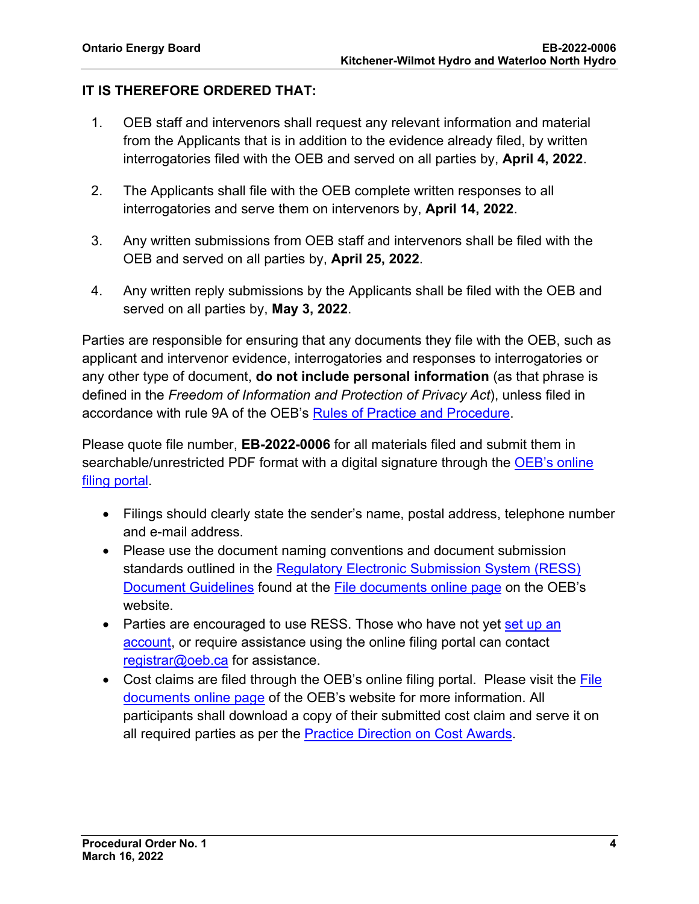**IT IS THEREFORE ORDERED THAT:**

1. OEB staff and intervenors shall request any relevant information and material from the Applicants that is in addition to the evidence already filed, by written interrogatories filed with the OEB and served on all parties by, **April 4, 2022**.

2. The Applicants shall file with the OEB complete written responses to all interrogatories and serve them on intervenors by, **April 14, 2022**.

3. Any written submissions from OEB staff and intervenors shall be filed with the OEB and served on all parties by, **April 25, 2022**.

4. Any written reply submissions by the Applicants shall be filed with the OEB and served on all parties by, **May 3, 2022**.

Parties are responsible for ensuring that any documents they file with the OEB, such as applicant and intervenor evidence, interrogatories and responses to interrogatories or any other type of document, **do not include personal information** (as that phrase is defined in the *Freedom of Information and Protection of Privacy Act*), unless filed in accordance with rule 9A of the OEB's Rules of Practice and Procedure.

Please quote file number, **EB-2022-0006** for all materials filed and submit them in searchable/unrestricted PDF format with a digital signature through the OEB's online filing portal.

- Filings should clearly state the sender's name, postal address, telephone number and e-mail address.
- Please use the document naming conventions and document submission standards outlined in the Regulatory Electronic Submission System (RESS) Document Guidelines found at the File documents online page on the OEB's website.
- Parties are encouraged to use RESS. Those who have not yet set up an account, or require assistance using the online filing portal can contact registrar@oeb.ca for assistance.
- Cost claims are filed through the OEB's online filing portal. Please visit the File documents online page of the OEB's website for more information. All participants shall download a copy of their submitted cost claim and serve it on all required parties as per the Practice Direction on Cost Awards.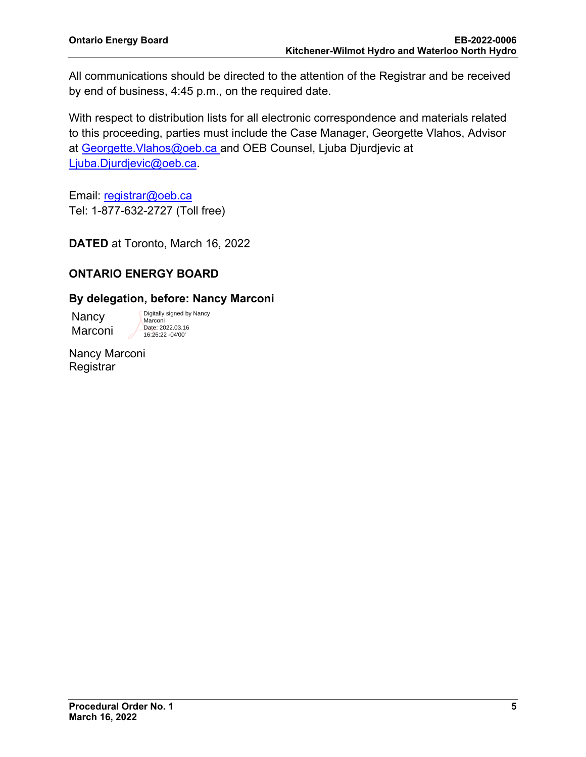All communications should be directed to the attention of the Registrar and be received by end of business, 4:45 p.m., on the required date.

With respect to distribution lists for all electronic correspondence and materials related to this proceeding, parties must include the Case Manager, Georgette Vlahos, Advisor at Georgette.Vlahos@oeb.ca and OEB Counsel, Ljuba Djurdjevic at Ljuba.Djurdjevic@oeb.ca.

Email: registrar@oeb.ca
Tel: 1-877-632-2727 (Toll free)

**DATED** at Toronto, March 16, 2022

**ONTARIO ENERGY BOARD**

**By delegation, before: Nancy Marconi**

Nancy Marconi

Digitally signed by Nancy Marconi
Date: 2022.03.16 16:26:22 -04'00'

Nancy Marconi
Registrar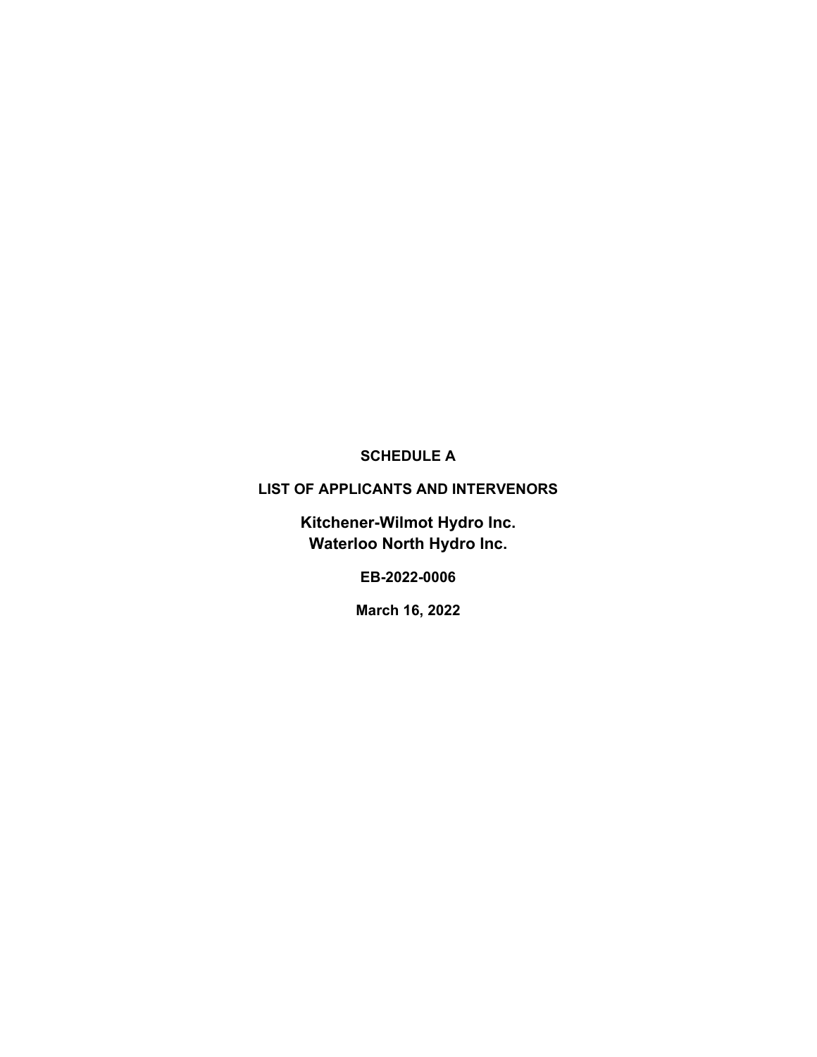**SCHEDULE A**

**LIST OF APPLICANTS AND INTERVENORS**

**Kitchener-Wilmot Hydro Inc.**
**Waterloo North Hydro Inc.**

**EB-2022-0006**

**March 16, 2022**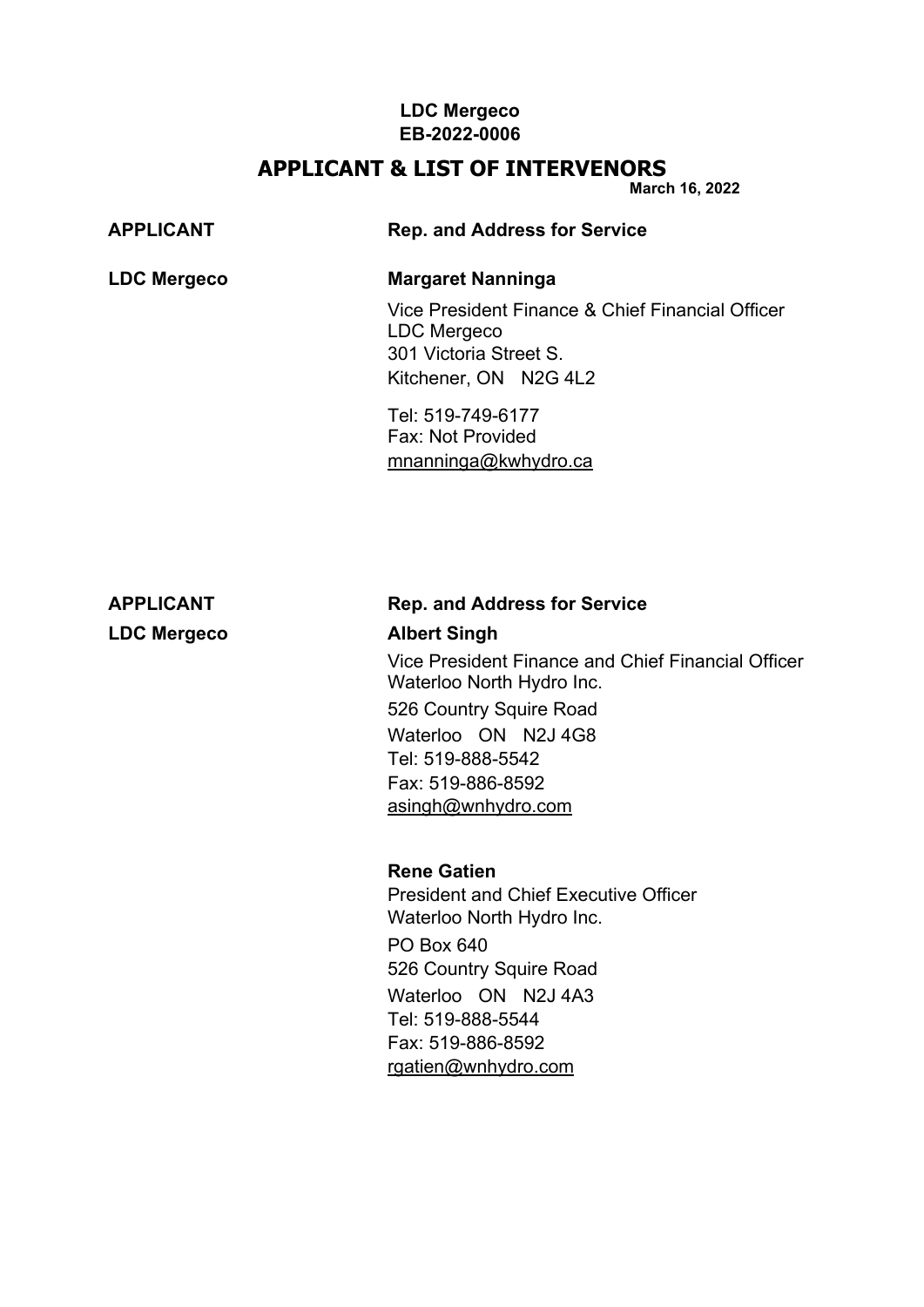**LDC Mergeco**
**EB-2022-0006**

## APPLICANT & LIST OF INTERVENORS

**March 16, 2022**

| **APPLICANT** | **Rep. and Address for Service** |
|---|---|
| **LDC Mergeco** | **Margaret Nanninga**<br>Vice President Finance & Chief Financial Officer<br>LDC Mergeco<br>301 Victoria Street S.<br>Kitchener, ON N2G 4L2<br><br>Tel: 519-749-6177<br>Fax: Not Provided<br>mnanninga@kwhydro.ca |

| **APPLICANT** | **Rep. and Address for Service** |
|---|---|
| **LDC Mergeco** | **Albert Singh**<br>Vice President Finance and Chief Financial Officer<br>Waterloo North Hydro Inc.<br>526 Country Squire Road<br>Waterloo ON N2J 4G8<br>Tel: 519-888-5542<br>Fax: 519-886-8592<br>asingh@wnhydro.com |
| | **Rene Gatien**<br>President and Chief Executive Officer<br>Waterloo North Hydro Inc.<br>PO Box 640<br>526 Country Squire Road<br>Waterloo ON N2J 4A3<br>Tel: 519-888-5544<br>Fax: 519-886-8592<br>rgatien@wnhydro.com |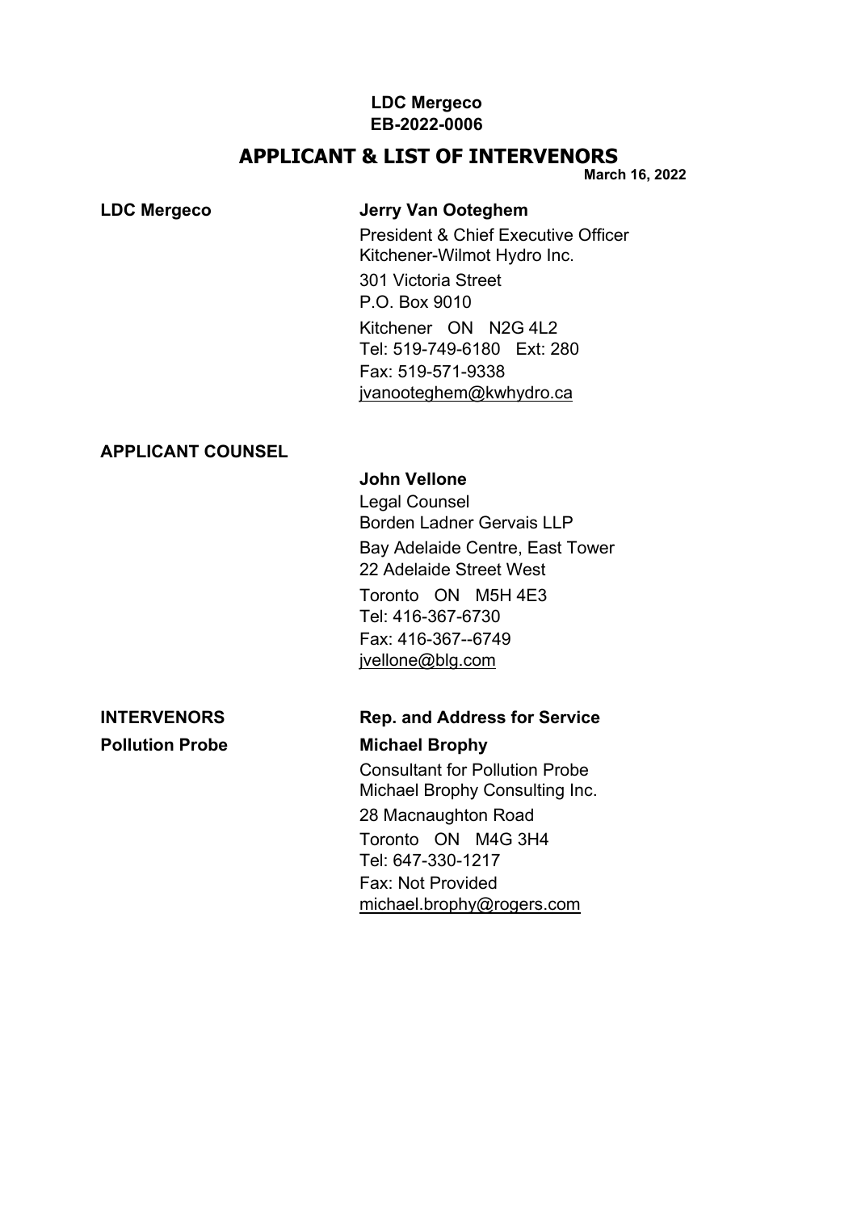**LDC Mergeco**
**EB-2022-0006**

# APPLICANT & LIST OF INTERVENORS

**March 16, 2022**

**LDC Mergeco**

**Jerry Van Ooteghem**
President & Chief Executive Officer
Kitchener-Wilmot Hydro Inc.
301 Victoria Street
P.O. Box 9010
Kitchener ON N2G 4L2
Tel: 519-749-6180 Ext: 280
Fax: 519-571-9338
jvanooteghem@kwhydro.ca

**APPLICANT COUNSEL**

**John Vellone**
Legal Counsel
Borden Ladner Gervais LLP
Bay Adelaide Centre, East Tower
22 Adelaide Street West
Toronto ON M5H 4E3
Tel: 416-367-6730
Fax: 416-367--6749
jvellone@blg.com

**INTERVENORS** — **Rep. and Address for Service**

**Pollution Probe**

**Michael Brophy**
Consultant for Pollution Probe
Michael Brophy Consulting Inc.
28 Macnaughton Road
Toronto ON M4G 3H4
Tel: 647-330-1217
Fax: Not Provided
michael.brophy@rogers.com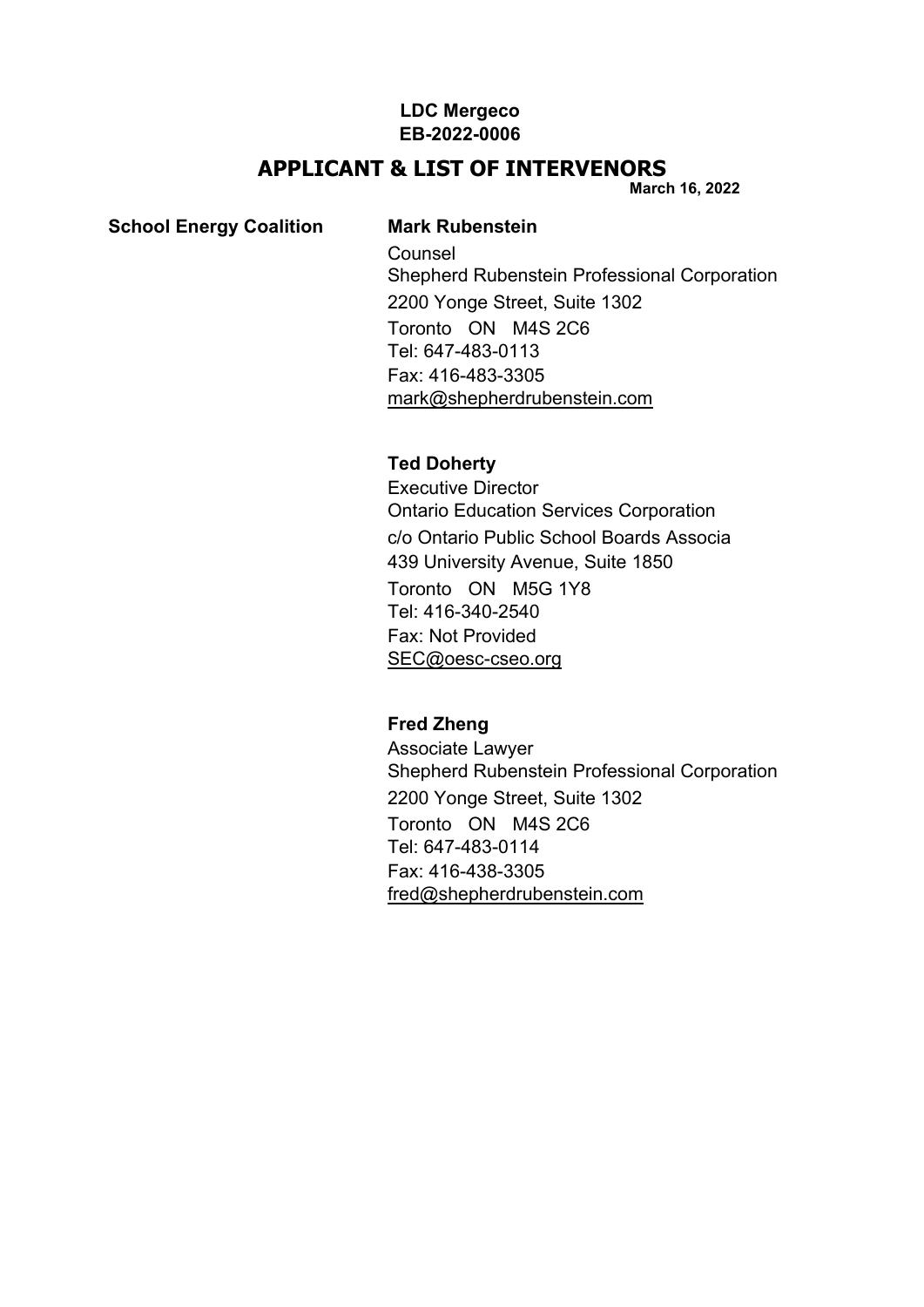**LDC Mergeco**
**EB-2022-0006**

## APPLICANT & LIST OF INTERVENORS

**March 16, 2022**

**School Energy Coalition**

**Mark Rubenstein**
Counsel
Shepherd Rubenstein Professional Corporation
2200 Yonge Street, Suite 1302
Toronto ON M4S 2C6
Tel: 647-483-0113
Fax: 416-483-3305
mark@shepherdrubenstein.com

**Ted Doherty**
Executive Director
Ontario Education Services Corporation
c/o Ontario Public School Boards Associa
439 University Avenue, Suite 1850
Toronto ON M5G 1Y8
Tel: 416-340-2540
Fax: Not Provided
SEC@oesc-cseo.org

**Fred Zheng**
Associate Lawyer
Shepherd Rubenstein Professional Corporation
2200 Yonge Street, Suite 1302
Toronto ON M4S 2C6
Tel: 647-483-0114
Fax: 416-438-3305
fred@shepherdrubenstein.com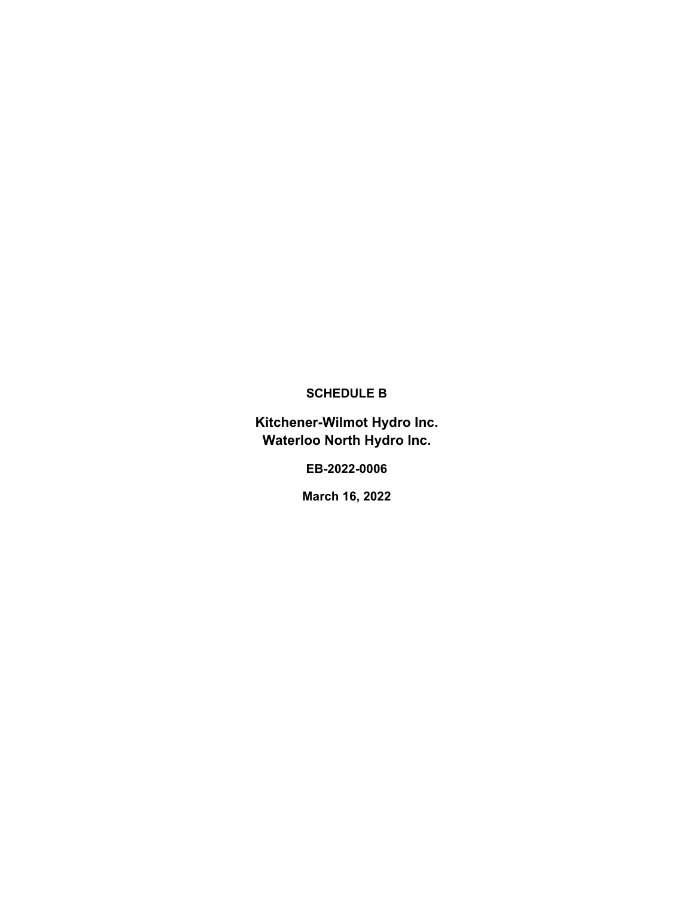**SCHEDULE B**

**Kitchener-Wilmot Hydro Inc.**
**Waterloo North Hydro Inc.**

**EB-2022-0006**

**March 16, 2022**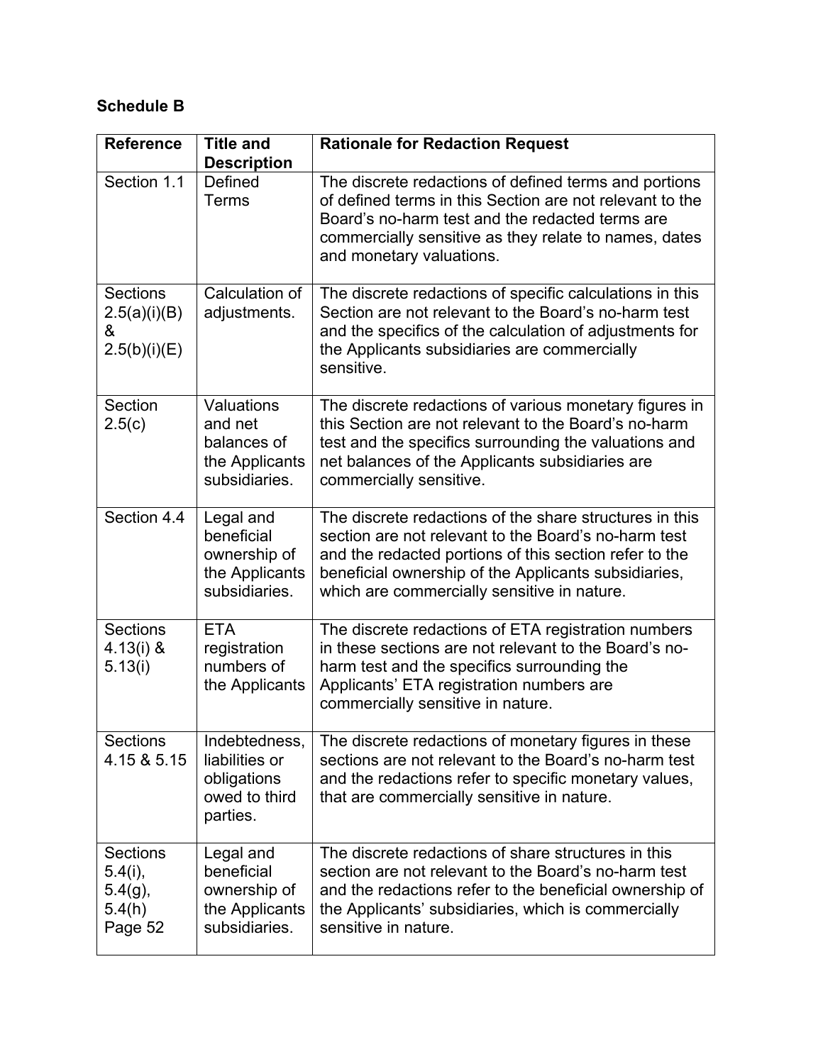**Schedule B**

| Reference | Title and Description | Rationale for Redaction Request |
|---|---|---|
| Section 1.1 | Defined Terms | The discrete redactions of defined terms and portions of defined terms in this Section are not relevant to the Board's no-harm test and the redacted terms are commercially sensitive as they relate to names, dates and monetary valuations. |
| Sections 2.5(a)(i)(B) & 2.5(b)(i)(E) | Calculation of adjustments. | The discrete redactions of specific calculations in this Section are not relevant to the Board's no-harm test and the specifics of the calculation of adjustments for the Applicants subsidiaries are commercially sensitive. |
| Section 2.5(c) | Valuations and net balances of the Applicants subsidiaries. | The discrete redactions of various monetary figures in this Section are not relevant to the Board's no-harm test and the specifics surrounding the valuations and net balances of the Applicants subsidiaries are commercially sensitive. |
| Section 4.4 | Legal and beneficial ownership of the Applicants subsidiaries. | The discrete redactions of the share structures in this section are not relevant to the Board's no-harm test and the redacted portions of this section refer to the beneficial ownership of the Applicants subsidiaries, which are commercially sensitive in nature. |
| Sections 4.13(i) & 5.13(i) | ETA registration numbers of the Applicants | The discrete redactions of ETA registration numbers in these sections are not relevant to the Board's no-harm test and the specifics surrounding the Applicants' ETA registration numbers are commercially sensitive in nature. |
| Sections 4.15 & 5.15 | Indebtedness, liabilities or obligations owed to third parties. | The discrete redactions of monetary figures in these sections are not relevant to the Board's no-harm test and the redactions refer to specific monetary values, that are commercially sensitive in nature. |
| Sections 5.4(i), 5.4(g), 5.4(h) Page 52 | Legal and beneficial ownership of the Applicants subsidiaries. | The discrete redactions of share structures in this section are not relevant to the Board's no-harm test and the redactions refer to the beneficial ownership of the Applicants' subsidiaries, which is commercially sensitive in nature. |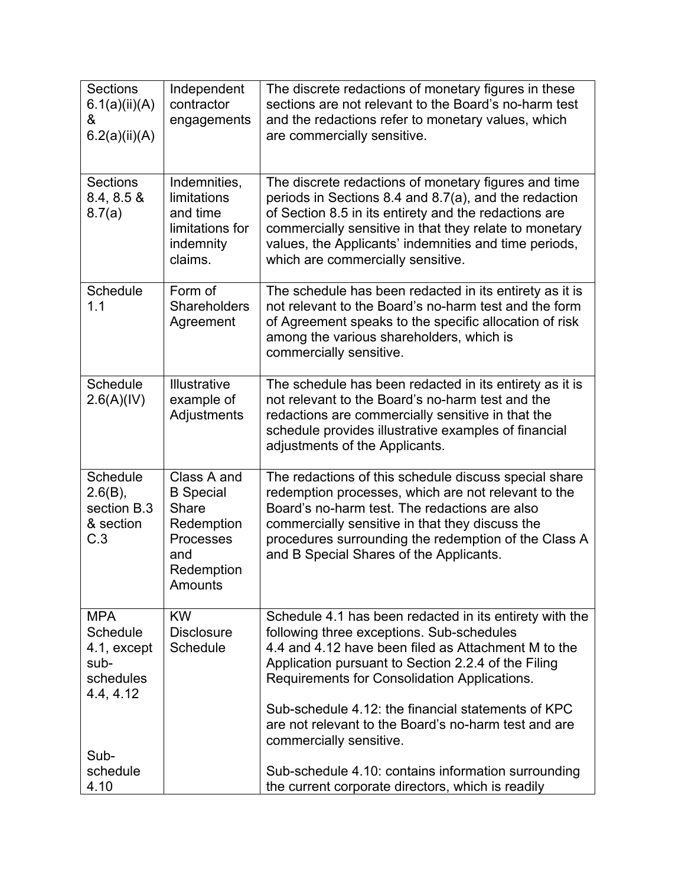| | | |
|---|---|---|
| Sections 6.1(a)(ii)(A) & 6.2(a)(ii)(A) | Independent contractor engagements | The discrete redactions of monetary figures in these sections are not relevant to the Board's no-harm test and the redactions refer to monetary values, which are commercially sensitive. |
| Sections 8.4, 8.5 & 8.7(a) | Indemnities, limitations and time limitations for indemnity claims. | The discrete redactions of monetary figures and time periods in Sections 8.4 and 8.7(a), and the redaction of Section 8.5 in its entirety and the redactions are commercially sensitive in that they relate to monetary values, the Applicants' indemnities and time periods, which are commercially sensitive. |
| Schedule 1.1 | Form of Shareholders Agreement | The schedule has been redacted in its entirety as it is not relevant to the Board's no-harm test and the form of Agreement speaks to the specific allocation of risk among the various shareholders, which is commercially sensitive. |
| Schedule 2.6(A)(IV) | Illustrative example of Adjustments | The schedule has been redacted in its entirety as it is not relevant to the Board's no-harm test and the redactions are commercially sensitive in that the schedule provides illustrative examples of financial adjustments of the Applicants. |
| Schedule 2.6(B), section B.3 & section C.3 | Class A and B Special Share Redemption Processes and Redemption Amounts | The redactions of this schedule discuss special share redemption processes, which are not relevant to the Board's no-harm test. The redactions are also commercially sensitive in that they discuss the procedures surrounding the redemption of the Class A and B Special Shares of the Applicants. |
| MPA Schedule 4.1, except sub-schedules 4.4, 4.12<br><br>Sub-schedule 4.10 | KW Disclosure Schedule | Schedule 4.1 has been redacted in its entirety with the following three exceptions. Sub-schedules 4.4 and 4.12 have been filed as Attachment M to the Application pursuant to Section 2.2.4 of the Filing Requirements for Consolidation Applications.<br><br>Sub-schedule 4.12: the financial statements of KPC are not relevant to the Board's no-harm test and are commercially sensitive.<br><br>Sub-schedule 4.10: contains information surrounding the current corporate directors, which is readily |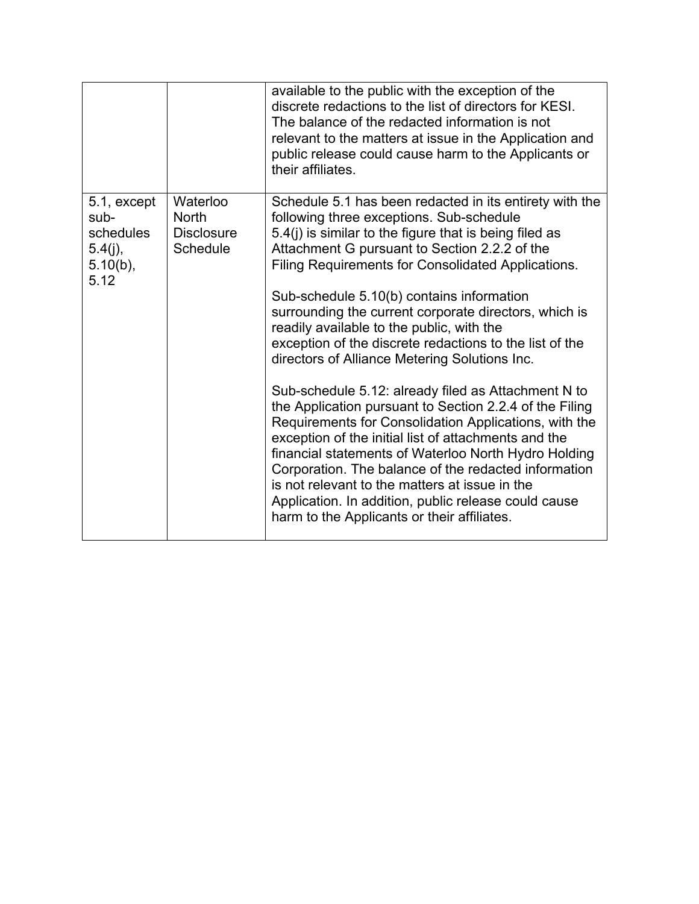| | | |
|---|---|---|
| | | available to the public with the exception of the discrete redactions to the list of directors for KESI. The balance of the redacted information is not relevant to the matters at issue in the Application and public release could cause harm to the Applicants or their affiliates. |
| 5.1, except sub-schedules 5.4(j), 5.10(b), 5.12 | Waterloo North Disclosure Schedule | Schedule 5.1 has been redacted in its entirety with the following three exceptions. Sub-schedule 5.4(j) is similar to the figure that is being filed as Attachment G pursuant to Section 2.2.2 of the Filing Requirements for Consolidated Applications.<br><br>Sub-schedule 5.10(b) contains information surrounding the current corporate directors, which is readily available to the public, with the exception of the discrete redactions to the list of the directors of Alliance Metering Solutions Inc.<br><br>Sub-schedule 5.12: already filed as Attachment N to the Application pursuant to Section 2.2.4 of the Filing Requirements for Consolidation Applications, with the exception of the initial list of attachments and the financial statements of Waterloo North Hydro Holding Corporation. The balance of the redacted information is not relevant to the matters at issue in the Application. In addition, public release could cause harm to the Applicants or their affiliates. |